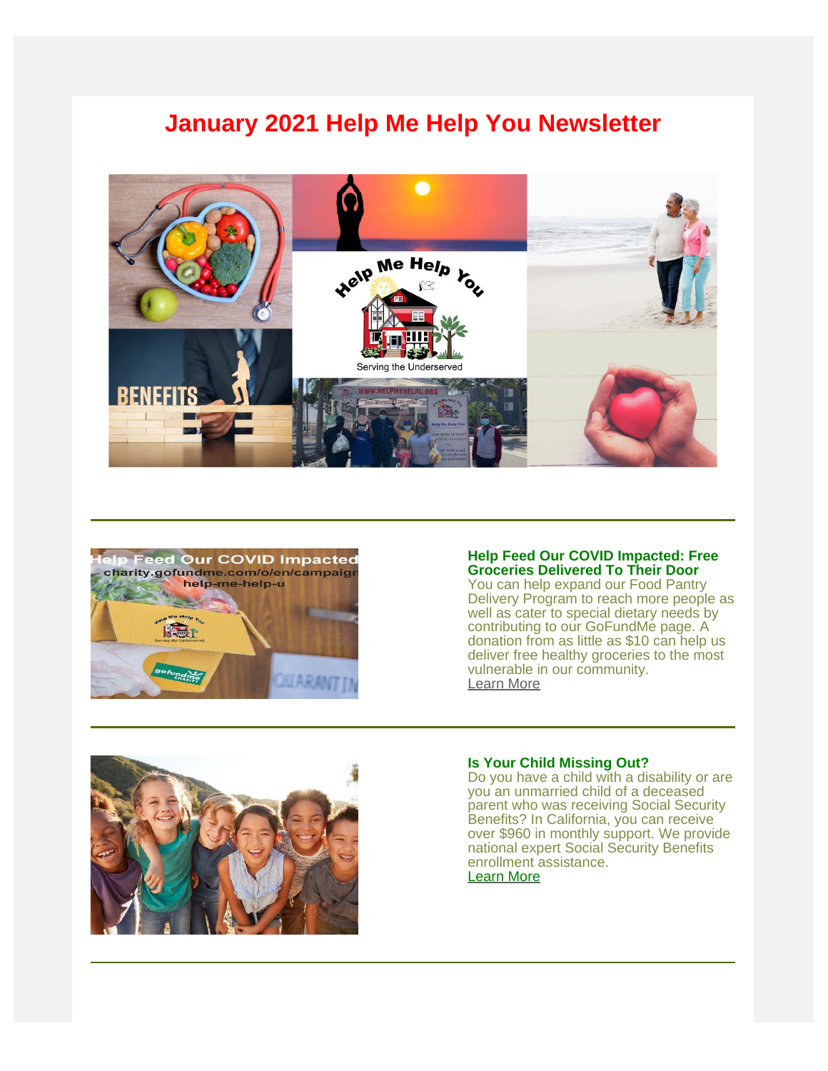# January 2021 Help Me Help You Newsletter

---

**Help Feed Our COVID Impacted: Free Groceries Delivered To Their Door**
You can help expand our Food Pantry Delivery Program to reach more people as well as cater to special dietary needs by contributing to our GoFundMe page. A donation from as little as $10 can help us deliver free healthy groceries to the most vulnerable in our community.
Learn More

---

**Is Your Child Missing Out?**
Do you have a child with a disability or are you an unmarried child of a deceased parent who was receiving Social Security Benefits? In California, you can receive over $960 in monthly support. We provide national expert Social Security Benefits enrollment assistance.
Learn More

---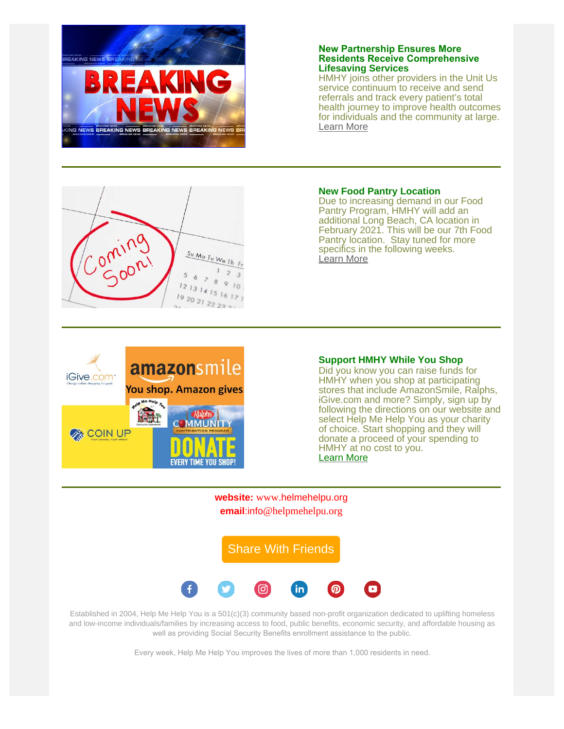### New Partnership Ensures More Residents Receive Comprehensive Lifesaving Services

HMHY joins other providers in the Unit Us service continuum to receive and send referrals and track every patient's total health journey to improve health outcomes for individuals and the community at large.
Learn More

---

### New Food Pantry Location

Due to increasing demand in our Food Pantry Program, HMHY will add an additional Long Beach, CA location in February 2021. This will be our 7th Food Pantry location. Stay tuned for more specifics in the following weeks.
Learn More

---

### Support HMHY While You Shop

Did you know you can raise funds for HMHY when you shop at participating stores that include AmazonSmile, Ralphs, iGive.com and more? Simply, sign up by following the directions on our website and select Help Me Help You as your charity of choice. Start shopping and they will donate a proceed of your spending to HMHY at no cost to you.
Learn More

---

**website:** www.helmehelpu.org
**email**:info@helpmehelpu.org

Share With Friends

Established in 2004, Help Me Help You is a 501(c)(3) community based non-profit organization dedicated to uplifting homeless and low-income individuals/families by increasing access to food, public benefits, economic security, and affordable housing as well as providing Social Security Benefits enrollment assistance to the public.

Every week, Help Me Help You improves the lives of more than 1,000 residents in need.